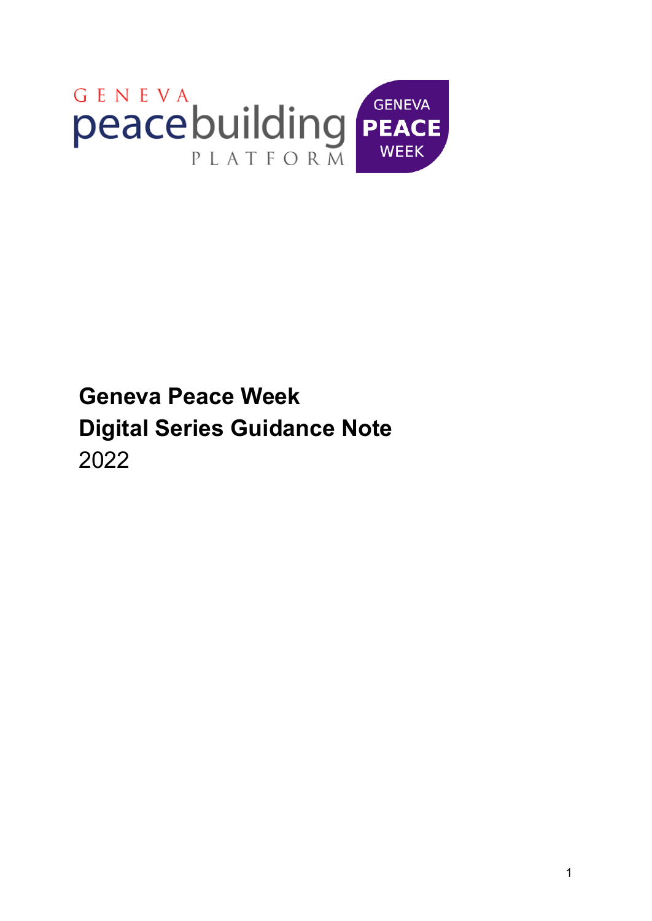GENEVA peacebuilding PLATFORM

GENEVA PEACE WEEK

# Geneva Peace Week
# Digital Series Guidance Note
2022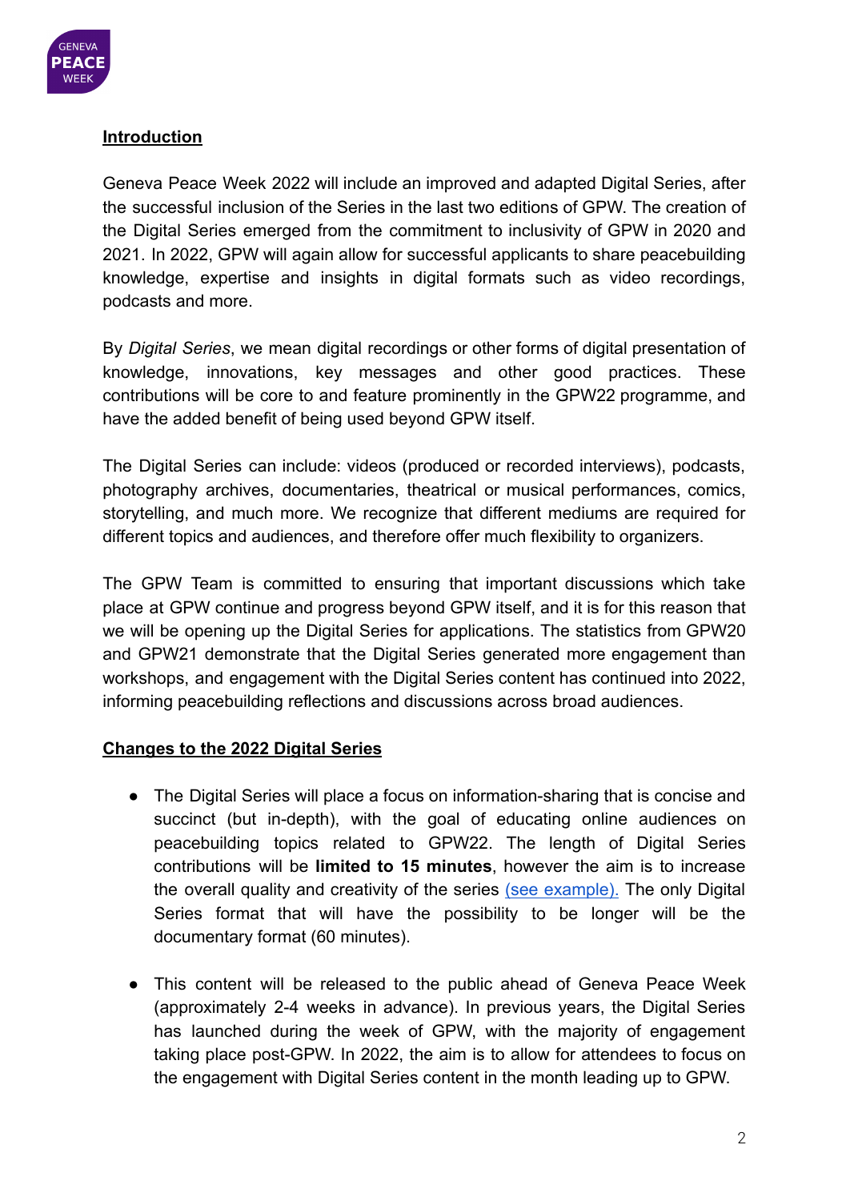## Introduction

Geneva Peace Week 2022 will include an improved and adapted Digital Series, after the successful inclusion of the Series in the last two editions of GPW. The creation of the Digital Series emerged from the commitment to inclusivity of GPW in 2020 and 2021. In 2022, GPW will again allow for successful applicants to share peacebuilding knowledge, expertise and insights in digital formats such as video recordings, podcasts and more.

By *Digital Series*, we mean digital recordings or other forms of digital presentation of knowledge, innovations, key messages and other good practices. These contributions will be core to and feature prominently in the GPW22 programme, and have the added benefit of being used beyond GPW itself.

The Digital Series can include: videos (produced or recorded interviews), podcasts, photography archives, documentaries, theatrical or musical performances, comics, storytelling, and much more. We recognize that different mediums are required for different topics and audiences, and therefore offer much flexibility to organizers.

The GPW Team is committed to ensuring that important discussions which take place at GPW continue and progress beyond GPW itself, and it is for this reason that we will be opening up the Digital Series for applications. The statistics from GPW20 and GPW21 demonstrate that the Digital Series generated more engagement than workshops, and engagement with the Digital Series content has continued into 2022, informing peacebuilding reflections and discussions across broad audiences.

## Changes to the 2022 Digital Series

- The Digital Series will place a focus on information-sharing that is concise and succinct (but in-depth), with the goal of educating online audiences on peacebuilding topics related to GPW22. The length of Digital Series contributions will be **limited to 15 minutes**, however the aim is to increase the overall quality and creativity of the series (see example). The only Digital Series format that will have the possibility to be longer will be the documentary format (60 minutes).
- This content will be released to the public ahead of Geneva Peace Week (approximately 2-4 weeks in advance). In previous years, the Digital Series has launched during the week of GPW, with the majority of engagement taking place post-GPW. In 2022, the aim is to allow for attendees to focus on the engagement with Digital Series content in the month leading up to GPW.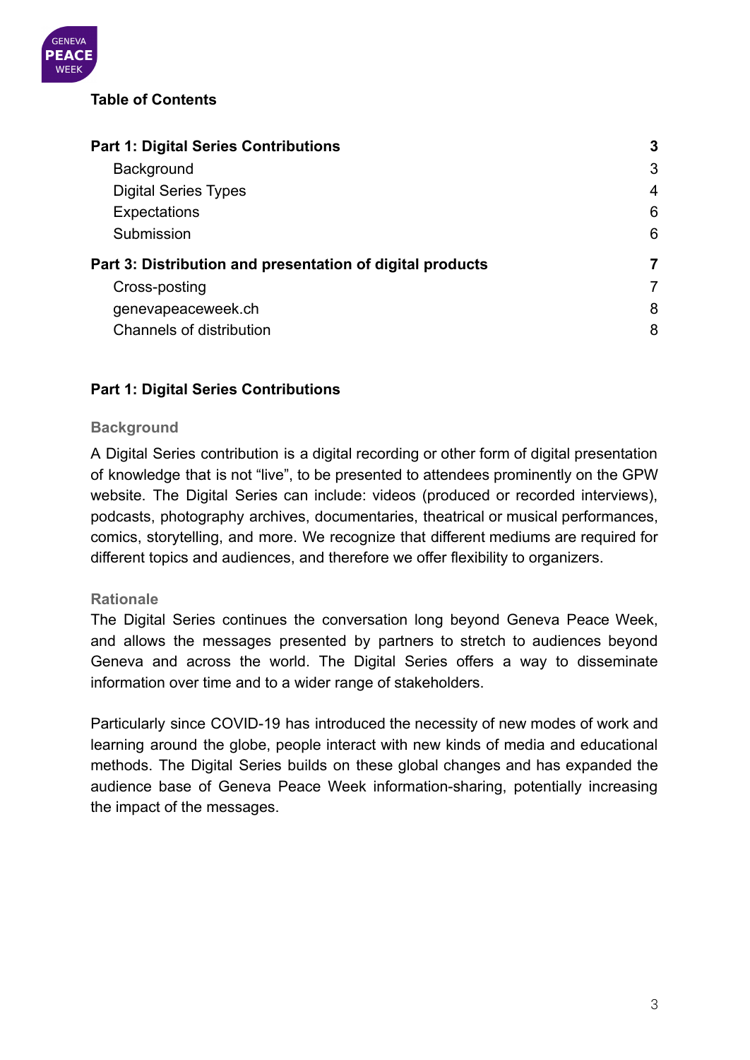**Table of Contents**

| | |
|---|---|
| **Part 1: Digital Series Contributions** | **3** |
| Background | 3 |
| Digital Series Types | 4 |
| Expectations | 6 |
| Submission | 6 |
| **Part 3: Distribution and presentation of digital products** | **7** |
| Cross-posting | 7 |
| genevapeaceweek.ch | 8 |
| Channels of distribution | 8 |

## Part 1: Digital Series Contributions

### Background

A Digital Series contribution is a digital recording or other form of digital presentation of knowledge that is not "live", to be presented to attendees prominently on the GPW website. The Digital Series can include: videos (produced or recorded interviews), podcasts, photography archives, documentaries, theatrical or musical performances, comics, storytelling, and more. We recognize that different mediums are required for different topics and audiences, and therefore we offer flexibility to organizers.

### Rationale

The Digital Series continues the conversation long beyond Geneva Peace Week, and allows the messages presented by partners to stretch to audiences beyond Geneva and across the world. The Digital Series offers a way to disseminate information over time and to a wider range of stakeholders.

Particularly since COVID-19 has introduced the necessity of new modes of work and learning around the globe, people interact with new kinds of media and educational methods. The Digital Series builds on these global changes and has expanded the audience base of Geneva Peace Week information-sharing, potentially increasing the impact of the messages.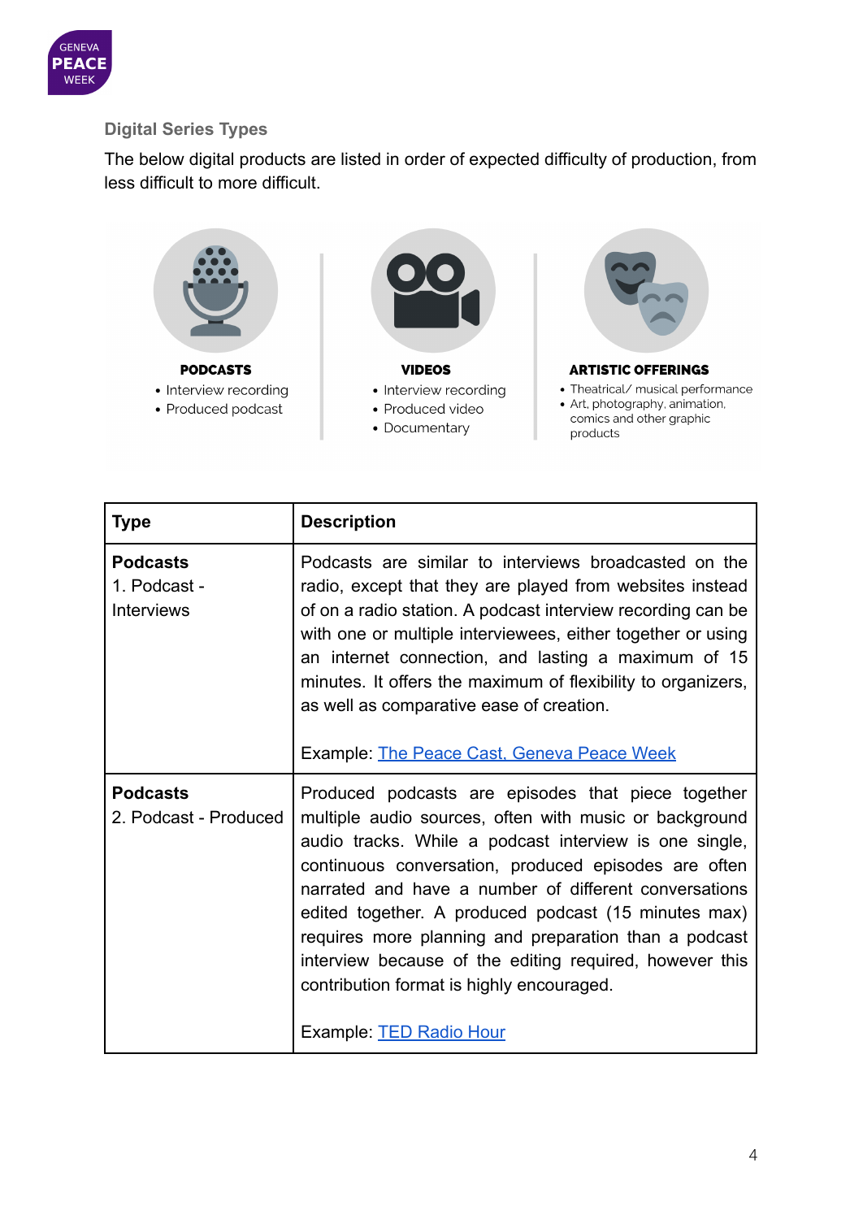## Digital Series Types

The below digital products are listed in order of expected difficulty of production, from less difficult to more difficult.

**PODCASTS**
- Interview recording
- Produced podcast

**VIDEOS**
- Interview recording
- Produced video
- Documentary

**ARTISTIC OFFERINGS**
- Theatrical/ musical performance
- Art, photography, animation, comics and other graphic products

| Type | Description |
|---|---|
| **Podcasts**<br>1. Podcast - Interviews | Podcasts are similar to interviews broadcasted on the radio, except that they are played from websites instead of on a radio station. A podcast interview recording can be with one or multiple interviewees, either together or using an internet connection, and lasting a maximum of 15 minutes. It offers the maximum of flexibility to organizers, as well as comparative ease of creation.<br><br>Example: The Peace Cast, Geneva Peace Week |
| **Podcasts**<br>2. Podcast - Produced | Produced podcasts are episodes that piece together multiple audio sources, often with music or background audio tracks. While a podcast interview is one single, continuous conversation, produced episodes are often narrated and have a number of different conversations edited together. A produced podcast (15 minutes max) requires more planning and preparation than a podcast interview because of the editing required, however this contribution format is highly encouraged.<br><br>Example: TED Radio Hour |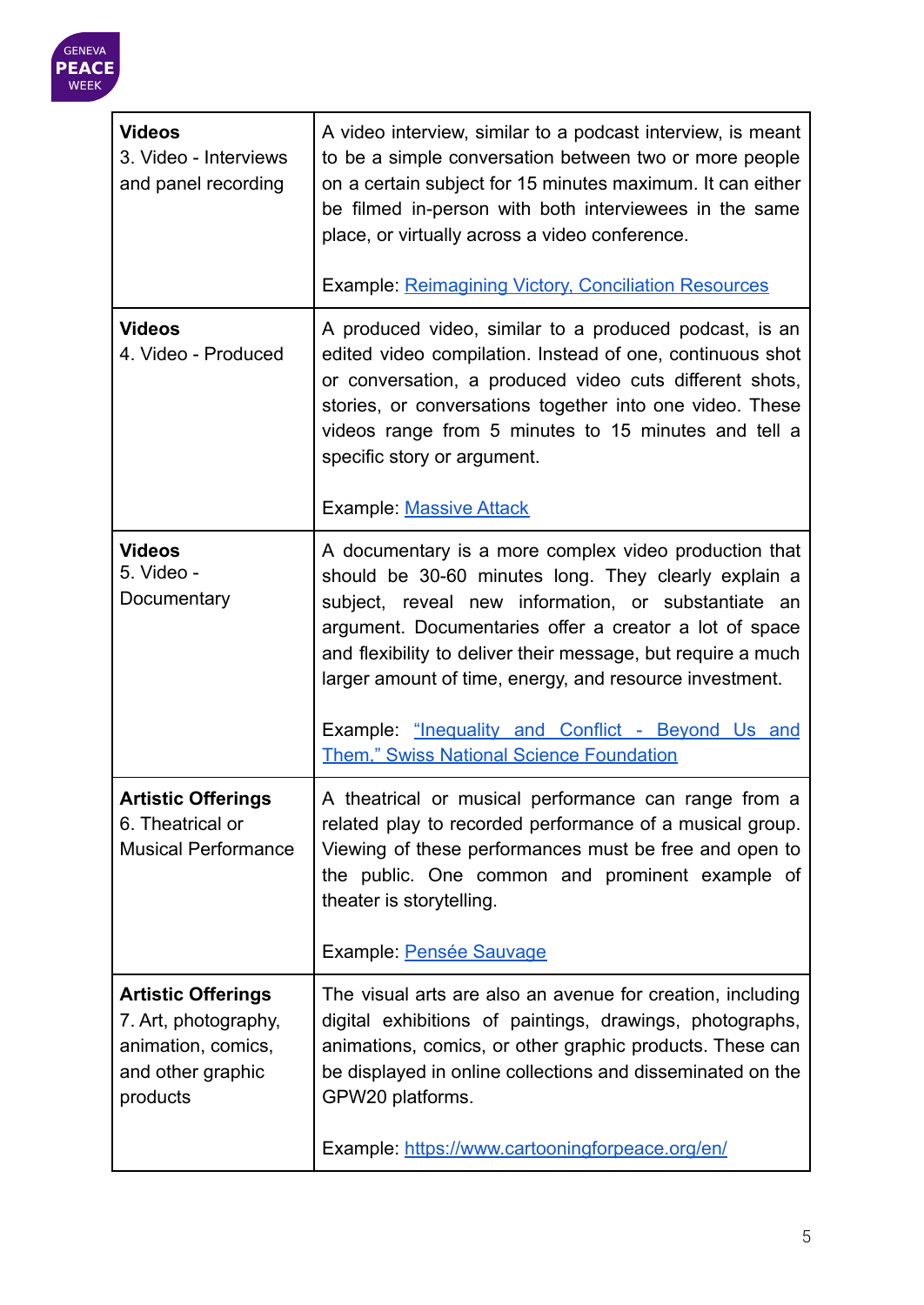| | |
|---|---|
| **Videos**<br>3. Video - Interviews and panel recording | A video interview, similar to a podcast interview, is meant to be a simple conversation between two or more people on a certain subject for 15 minutes maximum. It can either be filmed in-person with both interviewees in the same place, or virtually across a video conference.<br><br>Example: [Reimagining Victory, Conciliation Resources]() |
| **Videos**<br>4. Video - Produced | A produced video, similar to a produced podcast, is an edited video compilation. Instead of one, continuous shot or conversation, a produced video cuts different shots, stories, or conversations together into one video. These videos range from 5 minutes to 15 minutes and tell a specific story or argument.<br><br>Example: [Massive Attack]() |
| **Videos**<br>5. Video - Documentary | A documentary is a more complex video production that should be 30-60 minutes long. They clearly explain a subject, reveal new information, or substantiate an argument. Documentaries offer a creator a lot of space and flexibility to deliver their message, but require a much larger amount of time, energy, and resource investment.<br><br>Example: [“Inequality and Conflict - Beyond Us and Them,” Swiss National Science Foundation]() |
| **Artistic Offerings**<br>6. Theatrical or Musical Performance | A theatrical or musical performance can range from a related play to recorded performance of a musical group. Viewing of these performances must be free and open to the public. One common and prominent example of theater is storytelling.<br><br>Example: [Pensée Sauvage]() |
| **Artistic Offerings**<br>7. Art, photography, animation, comics, and other graphic products | The visual arts are also an avenue for creation, including digital exhibitions of paintings, drawings, photographs, animations, comics, or other graphic products. These can be displayed in online collections and disseminated on the GPW20 platforms.<br><br>Example: [https://www.cartooningforpeace.org/en/](https://www.cartooningforpeace.org/en/) |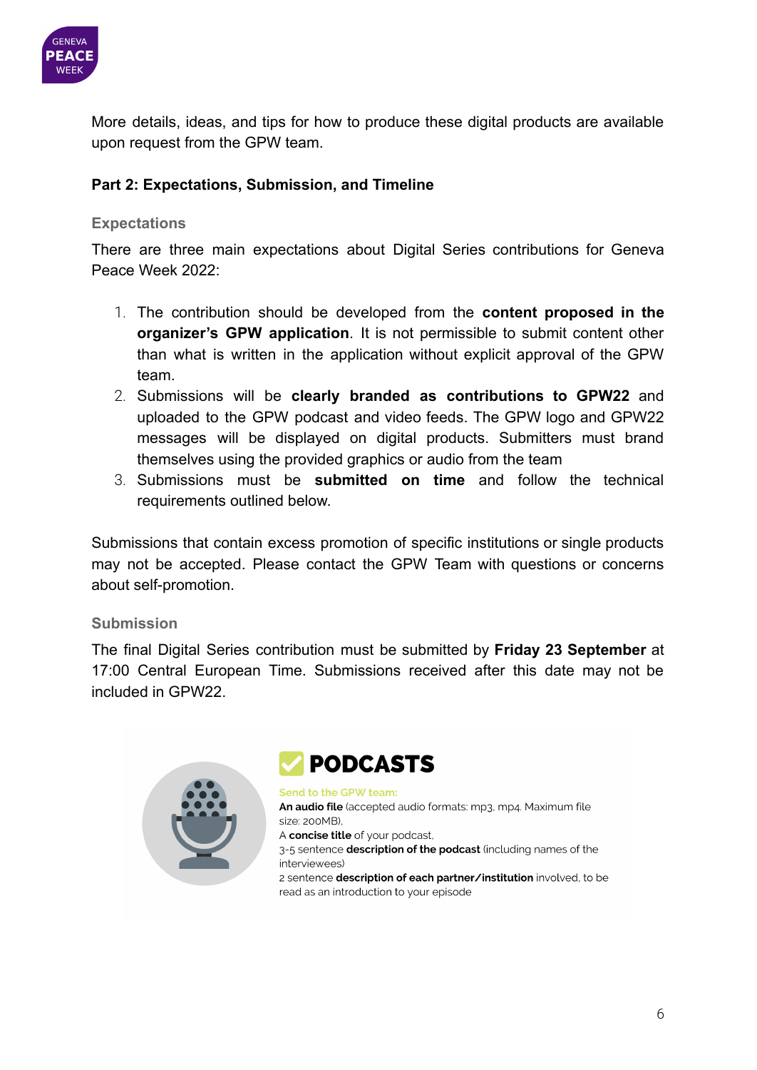More details, ideas, and tips for how to produce these digital products are available upon request from the GPW team.

## Part 2: Expectations, Submission, and Timeline

### Expectations

There are three main expectations about Digital Series contributions for Geneva Peace Week 2022:

1. The contribution should be developed from the **content proposed in the organizer's GPW application**. It is not permissible to submit content other than what is written in the application without explicit approval of the GPW team.
2. Submissions will be **clearly branded as contributions to GPW22** and uploaded to the GPW podcast and video feeds. The GPW logo and GPW22 messages will be displayed on digital products. Submitters must brand themselves using the provided graphics or audio from the team
3. Submissions must be **submitted on time** and follow the technical requirements outlined below.

Submissions that contain excess promotion of specific institutions or single products may not be accepted. Please contact the GPW Team with questions or concerns about self-promotion.

### Submission

The final Digital Series contribution must be submitted by **Friday 23 September** at 17:00 Central European Time. Submissions received after this date may not be included in GPW22.

**PODCASTS**

Send to the GPW team:

**An audio file** (accepted audio formats: mp3, mp4. Maximum file size: 200MB),

A **concise title** of your podcast,

3-5 sentence **description of the podcast** (including names of the interviewees)

2 sentence **description of each partner/institution** involved, to be read as an introduction to your episode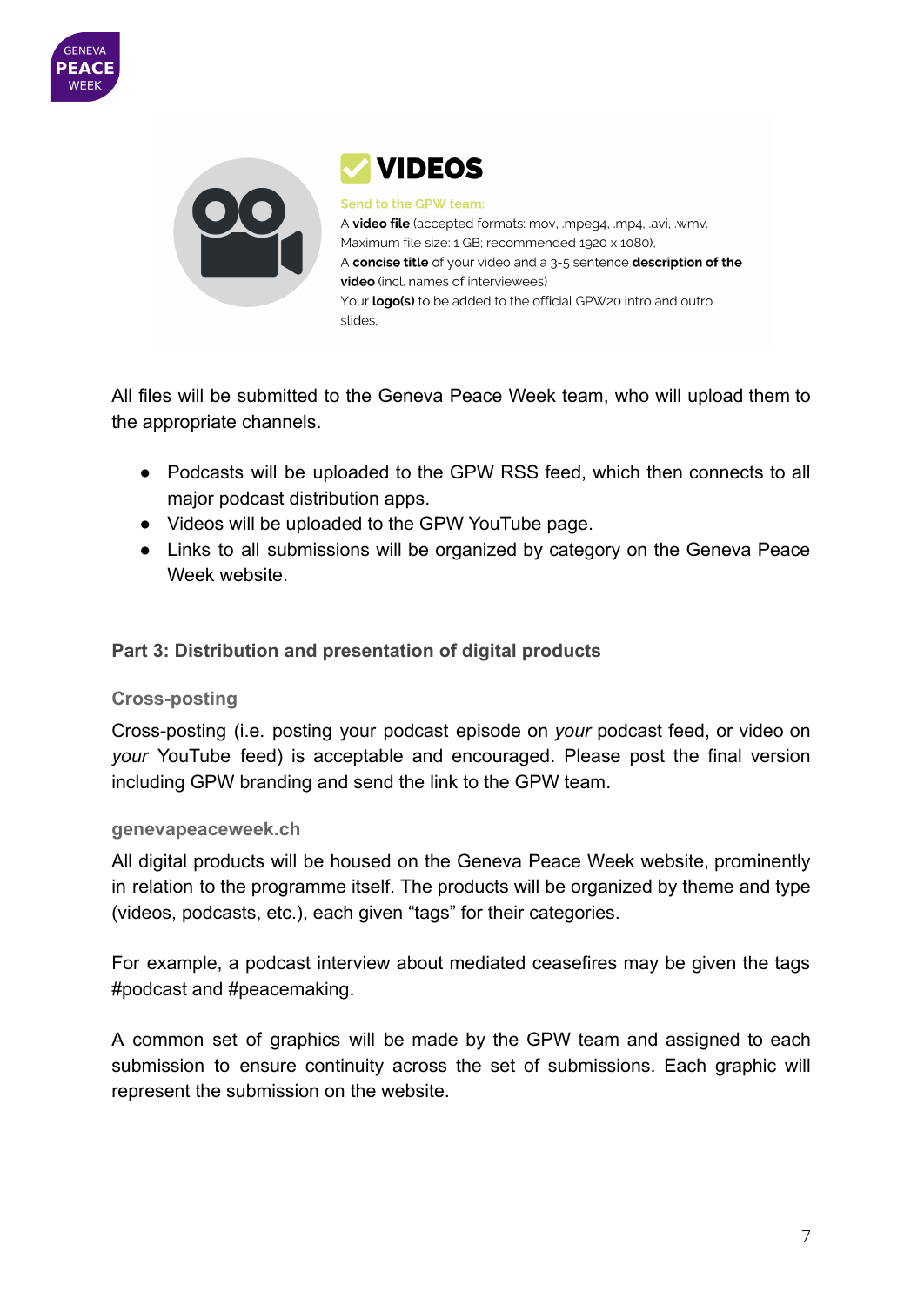## ✅ VIDEOS

**Send to the GPW team:**

A **video file** (accepted formats: mov, .mpeg4, .mp4, .avi, .wmv. Maximum file size: 1 GB; recommended 1920 x 1080),

A **concise title** of your video and a 3-5 sentence **description of the video** (incl. names of interviewees)

Your **logo(s)** to be added to the official GPW20 intro and outro slides,

All files will be submitted to the Geneva Peace Week team, who will upload them to the appropriate channels.

- Podcasts will be uploaded to the GPW RSS feed, which then connects to all major podcast distribution apps.
- Videos will be uploaded to the GPW YouTube page.
- Links to all submissions will be organized by category on the Geneva Peace Week website.

### Part 3: Distribution and presentation of digital products

#### Cross-posting

Cross-posting (i.e. posting your podcast episode on *your* podcast feed, or video on *your* YouTube feed) is acceptable and encouraged. Please post the final version including GPW branding and send the link to the GPW team.

#### genevapeaceweek.ch

All digital products will be housed on the Geneva Peace Week website, prominently in relation to the programme itself. The products will be organized by theme and type (videos, podcasts, etc.), each given "tags" for their categories.

For example, a podcast interview about mediated ceasefires may be given the tags #podcast and #peacemaking.

A common set of graphics will be made by the GPW team and assigned to each submission to ensure continuity across the set of submissions. Each graphic will represent the submission on the website.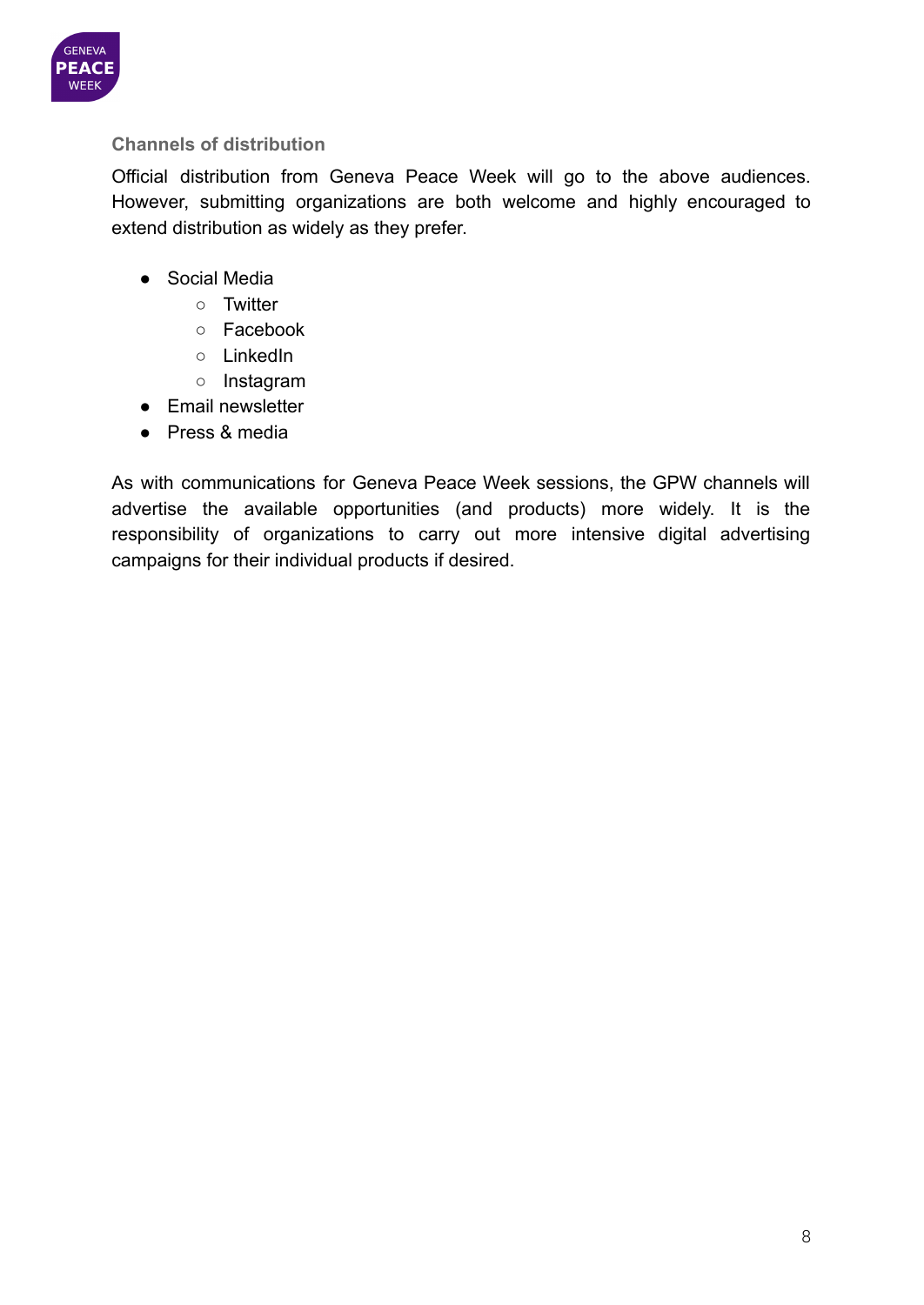### Channels of distribution

Official distribution from Geneva Peace Week will go to the above audiences. However, submitting organizations are both welcome and highly encouraged to extend distribution as widely as they prefer.

- Social Media
  - Twitter
  - Facebook
  - LinkedIn
  - Instagram
- Email newsletter
- Press & media

As with communications for Geneva Peace Week sessions, the GPW channels will advertise the available opportunities (and products) more widely. It is the responsibility of organizations to carry out more intensive digital advertising campaigns for their individual products if desired.